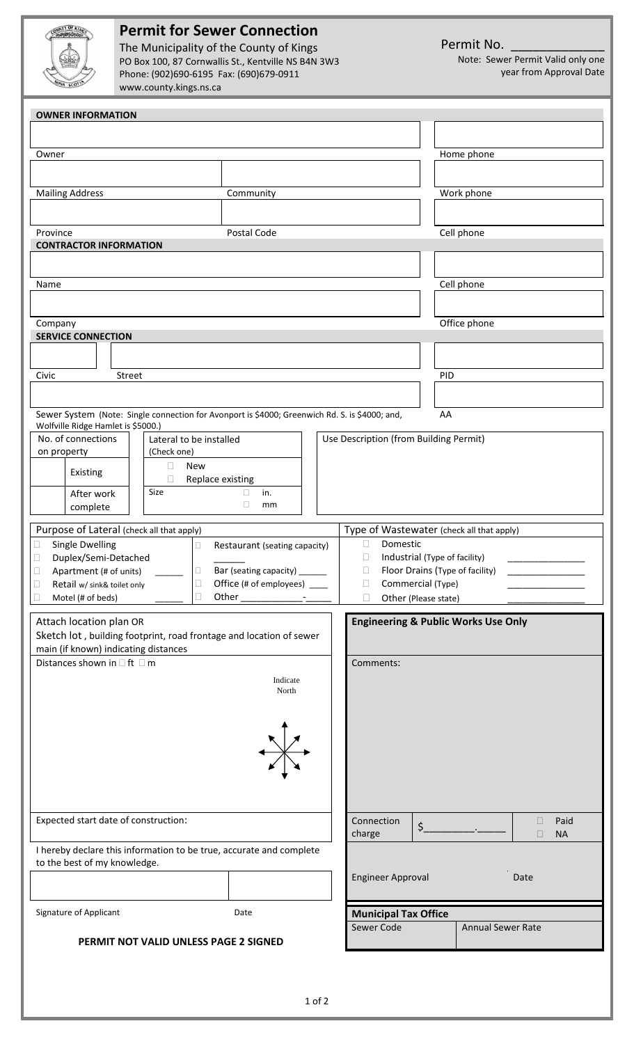# Permit for Sewer Connection

The Municipality of the County of Kings
PO Box 100, 87 Cornwallis St., Kentville NS B4N 3W3
Phone: (902)690-6195 Fax: (690)679-0911
www.county.kings.ns.ca

Permit No. _____________

Note: Sewer Permit Valid only one year from Approval Date

## OWNER INFORMATION

| | | |
|---|---|---|
| Owner | | Home phone |
| Mailing Address | Community | Work phone |
| Province | Postal Code | Cell phone |

## CONTRACTOR INFORMATION

| | |
|---|---|
| Name | Cell phone |
| Company | Office phone |

## SERVICE CONNECTION

| | | |
|---|---|---|
| Civic | Street | PID |

Sewer System (Note: Single connection for Avonport is $4000; Greenwich Rd. S. is $4000; and, Wolfville Ridge Hamlet is $5000.)

AA

| No. of connections on property | Lateral to be installed (Check one) | Use Description (from Building Permit) |
|---|---|---|
| Existing | ☐ New<br>☐ Replace existing | |
| After work complete | Size ☐ in. ☐ mm | |

**Purpose of Lateral** (check all that apply)

- ☐ Single Dwelling
- ☐ Duplex/Semi-Detached
- ☐ Apartment (# of units) ______
- ☐ Retail w/ sink& toilet only
- ☐ Motel (# of beds) ______
- ☐ Restaurant (seating capacity) ______
- ☐ Bar (seating capacity) ______
- ☐ Office (# of employees) ____
- ☐ Other ____________-_____

**Type of Wastewater** (check all that apply)

- ☐ Domestic
- ☐ Industrial (Type of facility) _______________
- ☐ Floor Drains (Type of facility) _______________
- ☐ Commercial (Type) _______________
- ☐ Other (Please state) _______________

Attach location plan OR
Sketch lot , building footprint, road frontage and location of sewer main (if known) indicating distances

Distances shown in ☐ ft ☐ m

Indicate North

Expected start date of construction:

I hereby declare this information to be true, accurate and complete to the best of my knowledge.

Signature of Applicant    Date

**PERMIT NOT VALID UNLESS PAGE 2 SIGNED**

### Engineering & Public Works Use Only

Comments:

Connection charge $_________._____ ☐ Paid ☐ NA

Engineer Approval    Date

### Municipal Tax Office

| Sewer Code | Annual Sewer Rate |
|---|---|
| | |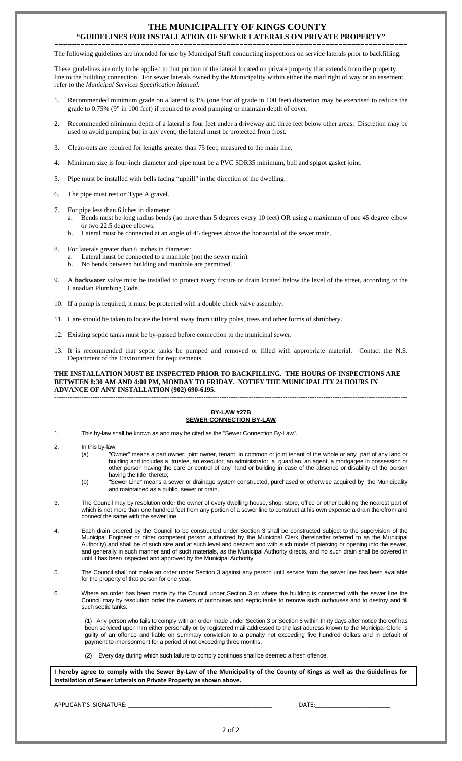# THE MUNICIPALITY OF KINGS COUNTY

## "GUIDELINES FOR INSTALLATION OF SEWER LATERALS ON PRIVATE PROPERTY"

The following guidelines are intended for use by Municipal Staff conducting inspections on service laterals prior to backfilling.

These guidelines are only to be applied to that portion of the lateral located on private property that extends from the property line to the building connection. For sewer laterals owned by the Municipality within either the road right of way or an easement, refer to the *Municipal Services Specification Manual.*

1. Recommended minimum grade on a lateral is 1% (one foot of grade in 100 feet) discretion may be exercised to reduce the grade to 0.75% (9" in 100 feet) if required to avoid pumping or maintain depth of cover.
2. Recommended minimum depth of a lateral is four feet under a driveway and three feet below other areas. Discretion may be used to avoid pumping but in any event, the lateral must be protected from frost.
3. Clean-outs are required for lengths greater than 75 feet, measured to the main line.
4. Minimum size is four-inch diameter and pipe must be a PVC SDR35 minimum, bell and spigot gasket joint.
5. Pipe must be installed with bells facing "uphill" in the direction of the dwelling.
6. The pipe must rest on Type A gravel.
7. For pipe less than 6 iches in diameter:
   a. Bends must be long radius bends (no more than 5 degrees every 10 feet) OR using a maximum of one 45 degree elbow or two 22.5 degree elbows.
   b. Lateral must be connected at an angle of 45 degrees above the horizontal of the sewer main.
8. For laterals greater than 6 inches in diameter:
   a. Lateral must be connected to a manhole (not the sewer main).
   b. No bends between building and manhole are permitted.
9. A **backwater** valve must be installed to protect every fixture or drain located below the level of the street, according to the Canadian Plumbing Code.
10. If a pump is required, it must be protected with a double check valve assembly.
11. Care should be taken to locate the lateral away from utility poles, trees and other forms of shrubbery.
12. Existing septic tanks must be by-passed before connection to the municipal sewer.
13. It is recommended that septic tanks be pumped and removed or filled with appropriate material. Contact the N.S. Department of the Environment for requirements.

**THE INSTALLATION MUST BE INSPECTED PRIOR TO BACKFILLING. THE HOURS OF INSPECTIONS ARE BETWEEN 8:30 AM AND 4:00 PM, MONDAY TO FRIDAY. NOTIFY THE MUNICIPALITY 24 HOURS IN ADVANCE OF ANY INSTALLATION (902) 690-6195.**

---

## BY-LAW #27B

## SEWER CONNECTION BY-LAW

1. This by-law shall be known as and may be cited as the "Sewer Connection By-Law".

2. In this by-law:
   (a) "Owner" means a part owner, joint owner, tenant in common or joint tenant of the whole or any part of any land or building and includes a trustee, an executor, an administrator, a guardian, an agent, a mortgagee in possession or other person having the care or control of any land or building in case of the absence or disability of the person having the title thereto;
   (b) "Sewer Line" means a sewer or drainage system constructed, purchased or otherwise acquired by the Municipality and maintained as a public sewer or drain.

3. The Council may by resolution order the owner of every dwelling house, shop, store, office or other building the nearest part of which is not more than one hundred feet from any portion of a sewer line to construct at his own expense a drain therefrom and connect the same with the sewer line.

4. Each drain ordered by the Council to be constructed under Section 3 shall be constructed subject to the supervision of the Municipal Engineer or other competent person authorized by the Municipal Clerk (hereinafter referred to as the Municipal Authority) and shall be of such size and at such level and descent and with such mode of piercing or opening into the sewer, and generally in such manner and of such materials, as the Municipal Authority directs, and no such drain shall be covered in until it has been inspected and approved by the Municipal Authority.

5. The Council shall not make an order under Section 3 against any person until service from the sewer line has been available for the property of that person for one year.

6. Where an order has been made by the Council under Section 3 or where the building is connected with the sewer line the Council may by resolution order the owners of outhouses and septic tanks to remove such outhouses and to destroy and fill such septic tanks.

   (1) Any person who fails to comply with an order made under Section 3 or Section 6 within thirty days after notice thereof has been serviced upon him either personally or by registered mail addressed to the last address known to the Municipal Clerk, is guilty of an offence and liable on summary conviction to a penalty not exceeding five hundred dollars and in default of payment to imprisonment for a period of not exceeding three months.

   (2) Every day during which such failure to comply continues shall be deemed a fresh offence.

**I hereby agree to comply with the Sewer By-Law of the Municipality of the County of Kings as well as the Guidelines for Installation of Sewer Laterals on Private Property as shown above.**

APPLICANT'S SIGNATURE: ____________________________________________ DATE:______________________